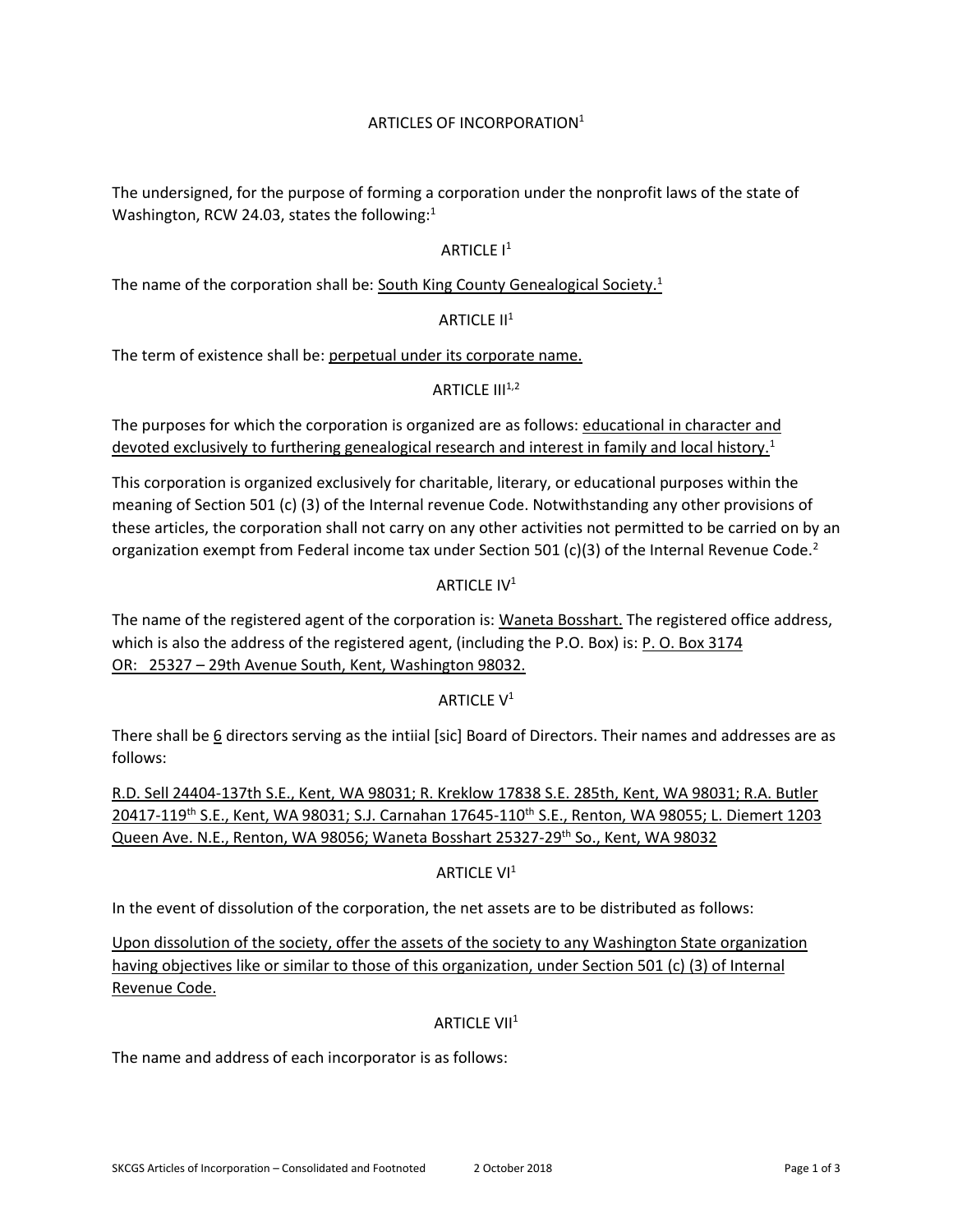# ARTICLES OF INCORPORATION[1]

The undersigned, for the purpose of forming a corporation under the nonprofit laws of the state of Washington, RCW 24.03, states the following:[1]

## ARTICLE I[1]

The name of the corporation shall be: South King County Genealogical Society.[1]

## ARTICLE II[1]

The term of existence shall be: perpetual under its corporate name.

## ARTICLE III[1,2]

The purposes for which the corporation is organized are as follows: educational in character and devoted exclusively to furthering genealogical research and interest in family and local history.[1]

This corporation is organized exclusively for charitable, literary, or educational purposes within the meaning of Section 501 (c) (3) of the Internal revenue Code. Notwithstanding any other provisions of these articles, the corporation shall not carry on any other activities not permitted to be carried on by an organization exempt from Federal income tax under Section 501 (c)(3) of the Internal Revenue Code.[2]

## ARTICLE IV[1]

The name of the registered agent of the corporation is: Waneta Bosshart. The registered office address, which is also the address of the registered agent, (including the P.O. Box) is: P. O. Box 3174 OR: 25327 – 29th Avenue South, Kent, Washington 98032.

## ARTICLE V[1]

There shall be 6 directors serving as the intiial [sic] Board of Directors. Their names and addresses are as follows:

R.D. Sell 24404-137th S.E., Kent, WA 98031; R. Kreklow 17838 S.E. 285th, Kent, WA 98031; R.A. Butler 20417-119th S.E., Kent, WA 98031; S.J. Carnahan 17645-110th S.E., Renton, WA 98055; L. Diemert 1203 Queen Ave. N.E., Renton, WA 98056; Waneta Bosshart 25327-29th So., Kent, WA 98032

## ARTICLE VI[1]

In the event of dissolution of the corporation, the net assets are to be distributed as follows:

Upon dissolution of the society, offer the assets of the society to any Washington State organization having objectives like or similar to those of this organization, under Section 501 (c) (3) of Internal Revenue Code.

## ARTICLE VII[1]

The name and address of each incorporator is as follows: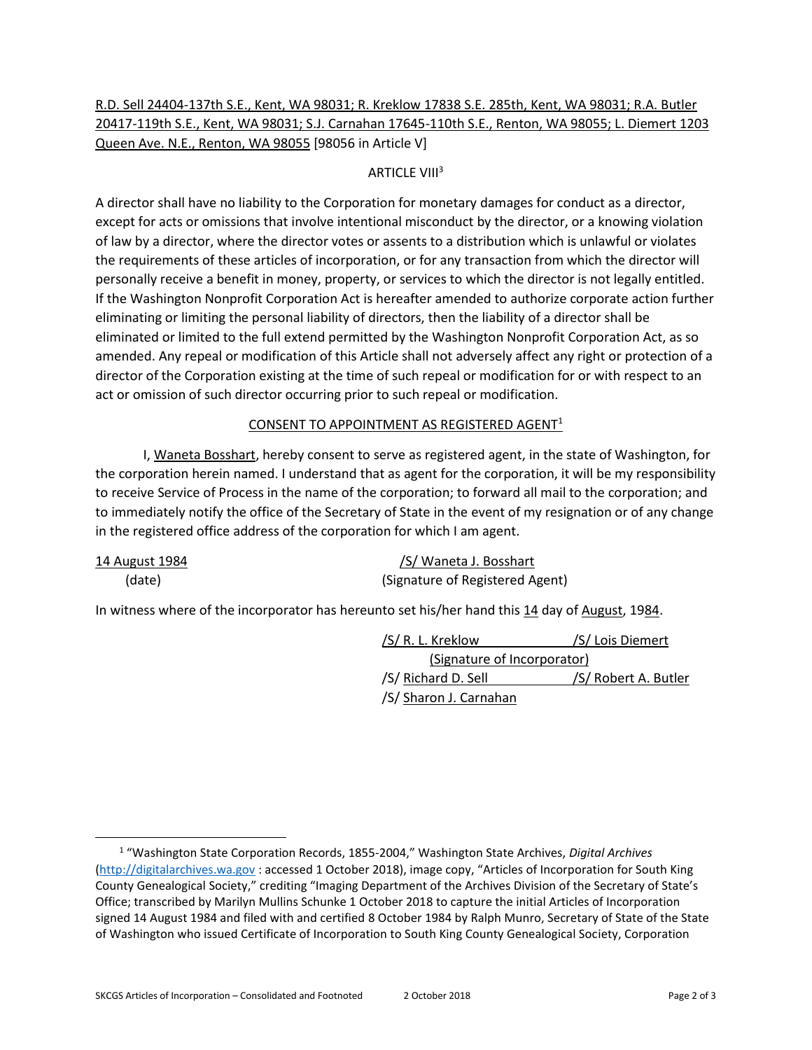R.D. Sell 24404-137th S.E., Kent, WA 98031; R. Kreklow 17838 S.E. 285th, Kent, WA 98031; R.A. Butler 20417-119th S.E., Kent, WA 98031; S.J. Carnahan 17645-110th S.E., Renton, WA 98055; L. Diemert 1203 Queen Ave. N.E., Renton, WA 98055 [98056 in Article V]

ARTICLE VIII[3]

A director shall have no liability to the Corporation for monetary damages for conduct as a director, except for acts or omissions that involve intentional misconduct by the director, or a knowing violation of law by a director, where the director votes or assents to a distribution which is unlawful or violates the requirements of these articles of incorporation, or for any transaction from which the director will personally receive a benefit in money, property, or services to which the director is not legally entitled. If the Washington Nonprofit Corporation Act is hereafter amended to authorize corporate action further eliminating or limiting the personal liability of directors, then the liability of a director shall be eliminated or limited to the full extend permitted by the Washington Nonprofit Corporation Act, as so amended. Any repeal or modification of this Article shall not adversely affect any right or protection of a director of the Corporation existing at the time of such repeal or modification for or with respect to an act or omission of such director occurring prior to such repeal or modification.

CONSENT TO APPOINTMENT AS REGISTERED AGENT[1]

I, Waneta Bosshart, hereby consent to serve as registered agent, in the state of Washington, for the corporation herein named. I understand that as agent for the corporation, it will be my responsibility to receive Service of Process in the name of the corporation; to forward all mail to the corporation; and to immediately notify the office of the Secretary of State in the event of my resignation or of any change in the registered office address of the corporation for which I am agent.

| 14 August 1984 | /S/ Waneta J. Bosshart |
|---|---|
| (date) | (Signature of Registered Agent) |

In witness where of the incorporator has hereunto set his/her hand this 14 day of August, 1984.

/S/ R. L. Kreklow /S/ Lois Diemert

(Signature of Incorporator)

/S/ Richard D. Sell /S/ Robert A. Butler

/S/ Sharon J. Carnahan

[1] "Washington State Corporation Records, 1855-2004," Washington State Archives, *Digital Archives* (http://digitalarchives.wa.gov : accessed 1 October 2018), image copy, "Articles of Incorporation for South King County Genealogical Society," crediting "Imaging Department of the Archives Division of the Secretary of State's Office; transcribed by Marilyn Mullins Schunke 1 October 2018 to capture the initial Articles of Incorporation signed 14 August 1984 and filed with and certified 8 October 1984 by Ralph Munro, Secretary of State of the State of Washington who issued Certificate of Incorporation to South King County Genealogical Society, Corporation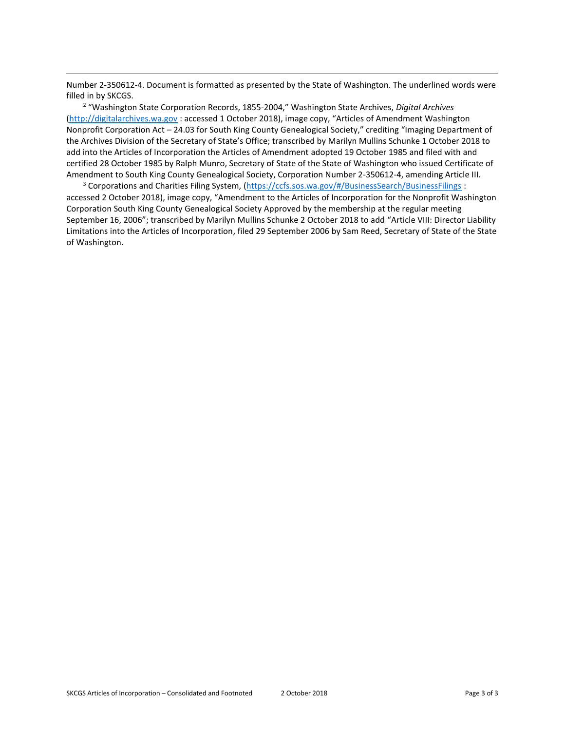Number 2-350612-4. Document is formatted as presented by the State of Washington. The underlined words were filled in by SKCGS.

[2] "Washington State Corporation Records, 1855-2004," Washington State Archives, *Digital Archives* (http://digitalarchives.wa.gov : accessed 1 October 2018), image copy, "Articles of Amendment Washington Nonprofit Corporation Act – 24.03 for South King County Genealogical Society," crediting "Imaging Department of the Archives Division of the Secretary of State's Office; transcribed by Marilyn Mullins Schunke 1 October 2018 to add into the Articles of Incorporation the Articles of Amendment adopted 19 October 1985 and filed with and certified 28 October 1985 by Ralph Munro, Secretary of State of the State of Washington who issued Certificate of Amendment to South King County Genealogical Society, Corporation Number 2-350612-4, amending Article III.

[3] Corporations and Charities Filing System, (https://ccfs.sos.wa.gov/#/BusinessSearch/BusinessFilings : accessed 2 October 2018), image copy, "Amendment to the Articles of Incorporation for the Nonprofit Washington Corporation South King County Genealogical Society Approved by the membership at the regular meeting September 16, 2006"; transcribed by Marilyn Mullins Schunke 2 October 2018 to add "Article VIII: Director Liability Limitations into the Articles of Incorporation, filed 29 September 2006 by Sam Reed, Secretary of State of the State of Washington.